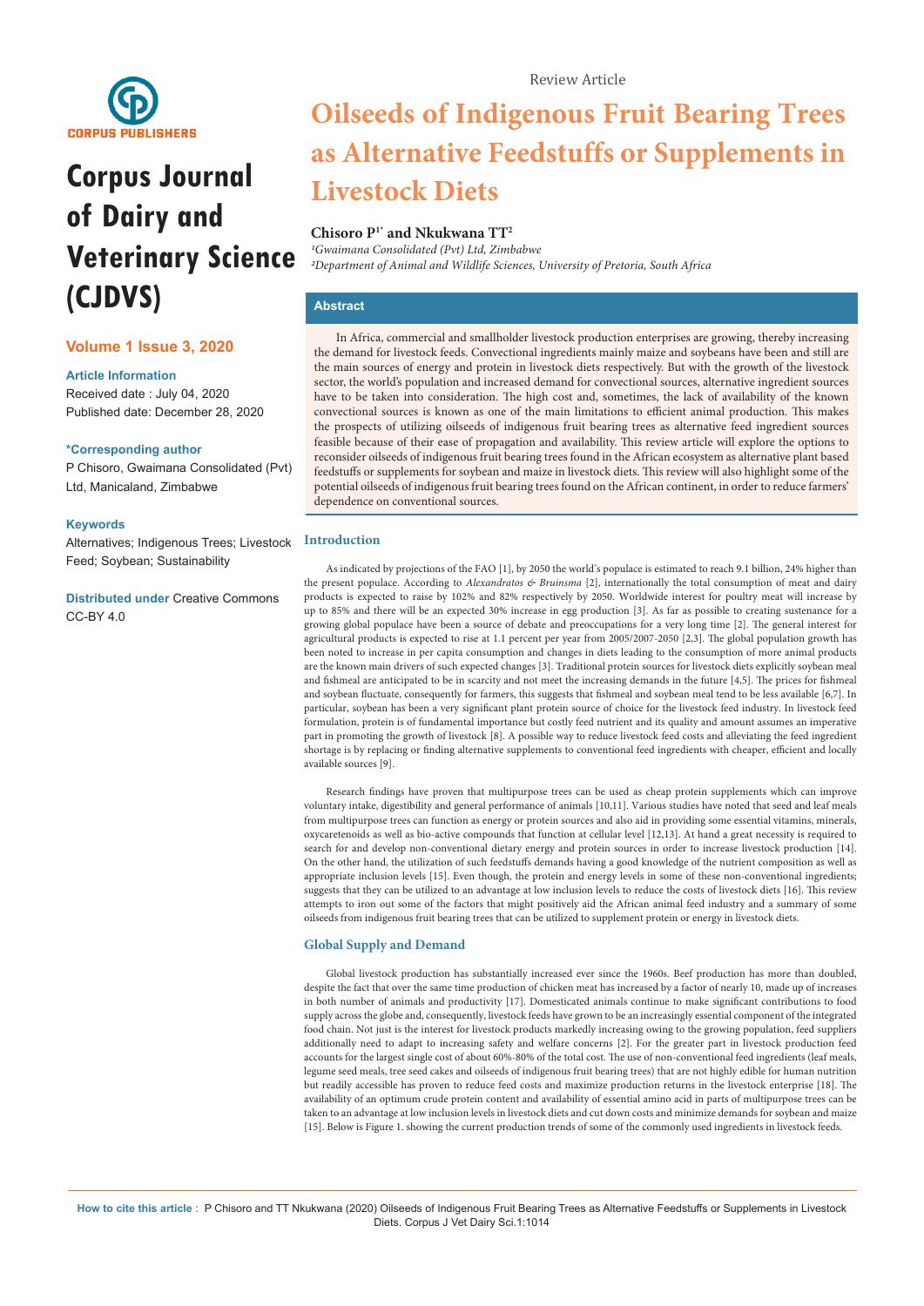Review Article

# Oilseeds of Indigenous Fruit Bearing Trees as Alternative Feedstuffs or Supplements in Livestock Diets

**Chisoro P[1*] and Nkukwana TT[2]**

[1]*Gwaimana Consolidated (Pvt) Ltd, Zimbabwe*
[2]*Department of Animal and Wildlife Sciences, University of Pretoria, South Africa*

**Corpus Journal of Dairy and Veterinary Science (CJDVS)**

**Volume 1 Issue 3, 2020**

**Article Information**
Received date : July 04, 2020
Published date: December 28, 2020

**\*Corresponding author**
P Chisoro, Gwaimana Consolidated (Pvt) Ltd, Manicaland, Zimbabwe

**Keywords**
Alternatives; Indigenous Trees; Livestock Feed; Soybean; Sustainability

**Distributed under** Creative Commons CC-BY 4.0

## Abstract

In Africa, commercial and smallholder livestock production enterprises are growing, thereby increasing the demand for livestock feeds. Convectional ingredients mainly maize and soybeans have been and still are the main sources of energy and protein in livestock diets respectively. But with the growth of the livestock sector, the world's population and increased demand for convectional sources, alternative ingredient sources have to be taken into consideration. The high cost and, sometimes, the lack of availability of the known convectional sources is known as one of the main limitations to efficient animal production. This makes the prospects of utilizing oilseeds of indigenous fruit bearing trees as alternative feed ingredient sources feasible because of their ease of propagation and availability. This review article will explore the options to reconsider oilseeds of indigenous fruit bearing trees found in the African ecosystem as alternative plant based feedstuffs or supplements for soybean and maize in livestock diets. This review will also highlight some of the potential oilseeds of indigenous fruit bearing trees found on the African continent, in order to reduce farmers' dependence on conventional sources.

## Introduction

As indicated by projections of the FAO [1], by 2050 the world's populace is estimated to reach 9.1 billion, 24% higher than the present populace. According to *Alexandratos & Bruinsma* [2], internationally the total consumption of meat and dairy products is expected to raise by 102% and 82% respectively by 2050. Worldwide interest for poultry meat will increase by up to 85% and there will be an expected 30% increase in egg production [3]. As far as possible to creating sustenance for a growing global populace have been a source of debate and preoccupations for a very long time [2]. The general interest for agricultural products is expected to rise at 1.1 percent per year from 2005/2007-2050 [2,3]. The global population growth has been noted to increase in per capita consumption and changes in diets leading to the consumption of more animal products are the known main drivers of such expected changes [3]. Traditional protein sources for livestock diets explicitly soybean meal and fishmeal are anticipated to be in scarcity and not meet the increasing demands in the future [4,5]. The prices for fishmeal and soybean fluctuate, consequently for farmers, this suggests that fishmeal and soybean meal tend to be less available [6,7]. In particular, soybean has been a very significant plant protein source of choice for the livestock feed industry. In livestock feed formulation, protein is of fundamental importance but costly feed nutrient and its quality and amount assumes an imperative part in promoting the growth of livestock [8]. A possible way to reduce livestock feed costs and alleviating the feed ingredient shortage is by replacing or finding alternative supplements to conventional feed ingredients with cheaper, efficient and locally available sources [9].

Research findings have proven that multipurpose trees can be used as cheap protein supplements which can improve voluntary intake, digestibility and general performance of animals [10,11]. Various studies have noted that seed and leaf meals from multipurpose trees can function as energy or protein sources and also aid in providing some essential vitamins, minerals, oxycaretenoids as well as bio-active compounds that function at cellular level [12,13]. At hand a great necessity is required to search for and develop non-conventional dietary energy and protein sources in order to increase livestock production [14]. On the other hand, the utilization of such feedstuffs demands having a good knowledge of the nutrient composition as well as appropriate inclusion levels [15]. Even though, the protein and energy levels in some of these non-conventional ingredients; suggests that they can be utilized to an advantage at low inclusion levels to reduce the costs of livestock diets [16]. This review attempts to iron out some of the factors that might positively aid the African animal feed industry and a summary of some oilseeds from indigenous fruit bearing trees that can be utilized to supplement protein or energy in livestock diets.

## Global Supply and Demand

Global livestock production has substantially increased ever since the 1960s. Beef production has more than doubled, despite the fact that over the same time production of chicken meat has increased by a factor of nearly 10, made up of increases in both number of animals and productivity [17]. Domesticated animals continue to make significant contributions to food supply across the globe and, consequently, livestock feeds have grown to be an increasingly essential component of the integrated food chain. Not just is the interest for livestock products markedly increasing owing to the growing population, feed suppliers additionally need to adapt to increasing safety and welfare concerns [2]. For the greater part in livestock production feed accounts for the largest single cost of about 60%-80% of the total cost. The use of non-conventional feed ingredients (leaf meals, legume seed meals, tree seed cakes and oilseeds of indigenous fruit bearing trees) that are not highly edible for human nutrition but readily accessible has proven to reduce feed costs and maximize production returns in the livestock enterprise [18]. The availability of an optimum crude protein content and availability of essential amino acid in parts of multipurpose trees can be taken to an advantage at low inclusion levels in livestock diets and cut down costs and minimize demands for soybean and maize [15]. Below is Figure 1. showing the current production trends of some of the commonly used ingredients in livestock feeds.

**How to cite this article :** P Chisoro and TT Nkukwana (2020) Oilseeds of Indigenous Fruit Bearing Trees as Alternative Feedstuffs or Supplements in Livestock Diets. Corpus J Vet Dairy Sci.1:1014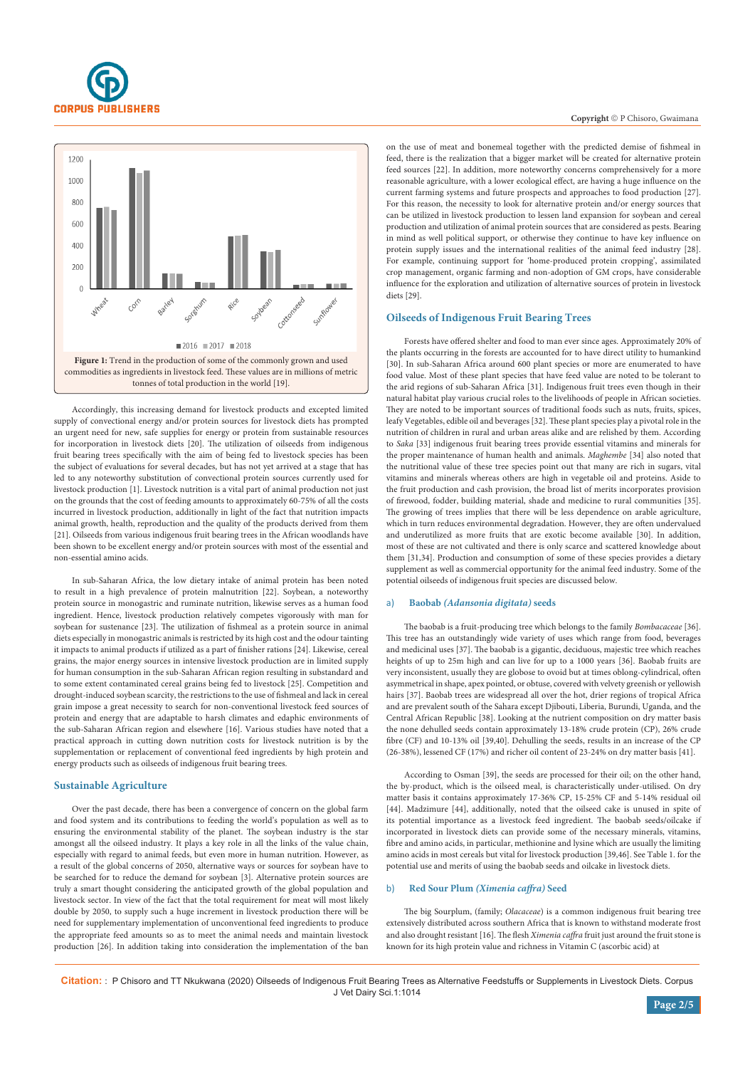**Figure 1:** Trend in the production of some of the commonly grown and used commodities as ingredients in livestock feed. These values are in millions of metric tonnes of total production in the world [19].

Accordingly, this increasing demand for livestock products and excepted limited supply of convectional energy and/or protein sources for livestock diets has prompted an urgent need for new, safe supplies for energy or protein from sustainable resources for incorporation in livestock diets [20]. The utilization of oilseeds from indigenous fruit bearing trees specifically with the aim of being fed to livestock species has been the subject of evaluations for several decades, but has not yet arrived at a stage that has led to any noteworthy substitution of convectional protein sources currently used for livestock production [1]. Livestock nutrition is a vital part of animal production not just on the grounds that the cost of feeding amounts to approximately 60-75% of all the costs incurred in livestock production, additionally in light of the fact that nutrition impacts animal growth, health, reproduction and the quality of the products derived from them [21]. Oilseeds from various indigenous fruit bearing trees in the African woodlands have been shown to be excellent energy and/or protein sources with most of the essential and non-essential amino acids.

In sub-Saharan Africa, the low dietary intake of animal protein has been noted to result in a high prevalence of protein malnutrition [22]. Soybean, a noteworthy protein source in monogastric and ruminate nutrition, likewise serves as a human food ingredient. Hence, livestock production relatively competes vigorously with man for soybean for sustenance [23]. The utilization of fishmeal as a protein source in animal diets especially in monogastric animals is restricted by its high cost and the odour tainting it impacts to animal products if utilized as a part of finisher rations [24]. Likewise, cereal grains, the major energy sources in intensive livestock production are in limited supply for human consumption in the sub-Saharan African region resulting in substandard and to some extent contaminated cereal grains being fed to livestock [25]. Competition and drought-induced soybean scarcity, the restrictions to the use of fishmeal and lack in cereal grain impose a great necessity to search for non-conventional livestock feed sources of protein and energy that are adaptable to harsh climates and edaphic environments of the sub-Saharan African region and elsewhere [16]. Various studies have noted that a practical approach in cutting down nutrition costs for livestock nutrition is by the supplementation or replacement of conventional feed ingredients by high protein and energy products such as oilseeds of indigenous fruit bearing trees.

## Sustainable Agriculture

Over the past decade, there has been a convergence of concern on the global farm and food system and its contributions to feeding the world's population as well as to ensuring the environmental stability of the planet. The soybean industry is the star amongst all the oilseed industry. It plays a key role in all the links of the value chain, especially with regard to animal feeds, but even more in human nutrition. However, as a result of the global concerns of 2050, alternative ways or sources for soybean have to be searched for to reduce the demand for soybean [3]. Alternative protein sources are truly a smart thought considering the anticipated growth of the global population and livestock sector. In view of the fact that the total requirement for meat will most likely double by 2050, to supply such a huge increment in livestock production there will be need for supplementary implementation of unconventional feed ingredients to produce the appropriate feed amounts so as to meet the animal needs and maintain livestock production [26]. In addition taking into consideration the implementation of the ban on the use of meat and bonemeal together with the predicted demise of fishmeal in feed, there is the realization that a bigger market will be created for alternative protein feed sources [22]. In addition, more noteworthy concerns comprehensively for a more reasonable agriculture, with a lower ecological effect, are having a huge influence on the current farming systems and future prospects and approaches to food production [27]. For this reason, the necessity to look for alternative protein and/or energy sources that can be utilized in livestock production to lessen land expansion for soybean and cereal production and utilization of animal protein sources that are considered as pests. Bearing in mind as well political support, or otherwise they continue to have key influence on protein supply issues and the international realities of the animal feed industry [28]. For example, continuing support for 'home-produced protein cropping', assimilated crop management, organic farming and non-adoption of GM crops, have considerable influence for the exploration and utilization of alternative sources of protein in livestock diets [29].

## Oilseeds of Indigenous Fruit Bearing Trees

Forests have offered shelter and food to man ever since ages. Approximately 20% of the plants occurring in the forests are accounted for to have direct utility to humankind [30]. In sub-Saharan Africa around 600 plant species or more are enumerated to have food value. Most of these plant species that have feed value are noted to be tolerant to the arid regions of sub-Saharan Africa [31]. Indigenous fruit trees even though in their natural habitat play various crucial roles to the livelihoods of people in African societies. They are noted to be important sources of traditional foods such as nuts, fruits, spices, leafy Vegetables, edible oil and beverages [32]. These plant species play a pivotal role in the nutrition of children in rural and urban areas alike and are relished by them. According to *Saka* [33] indigenous fruit bearing trees provide essential vitamins and minerals for the proper maintenance of human health and animals. *Maghembe* [34] also noted that the nutritional value of these tree species point out that many are rich in sugars, vital vitamins and minerals whereas others are high in vegetable oil and proteins. Aside to the fruit production and cash provision, the broad list of merits incorporates provision of firewood, fodder, building material, shade and medicine to rural communities [35]. The growing of trees implies that there will be less dependence on arable agriculture, which in turn reduces environmental degradation. However, they are often undervalued and underutilized as more fruits that are exotic become available [30]. In addition, most of these are not cultivated and there is only scarce and scattered knowledge about them [31,34]. Production and consumption of some of these species provides a dietary supplement as well as commercial opportunity for the animal feed industry. Some of the potential oilseeds of indigenous fruit species are discussed below.

### a) Baobab *(Adansonia digitata)* seeds

The baobab is a fruit-producing tree which belongs to the family *Bombacaceae* [36]. This tree has an outstandingly wide variety of uses which range from food, beverages and medicinal uses [37]. The baobab is a gigantic, deciduous, majestic tree which reaches heights of up to 25m high and can live for up to a 1000 years [36]. Baobab fruits are very inconsistent, usually they are globose to ovoid but at times oblong-cylindrical, often asymmetrical in shape, apex pointed, or obtuse, covered with velvety greenish or yellowish hairs [37]. Baobab trees are widespread all over the hot, drier regions of tropical Africa and are prevalent south of the Sahara except Djibouti, Liberia, Burundi, Uganda, and the Central African Republic [38]. Looking at the nutrient composition on dry matter basis the none dehulled seeds contain approximately 13-18% crude protein (CP), 26% crude fibre (CF) and 10-13% oil [39,40]. Dehulling the seeds, results in an increase of the CP (26-38%), lessened CF (17%) and richer oil content of 23-24% on dry matter basis [41].

According to Osman [39], the seeds are processed for their oil; on the other hand, the by-product, which is the oilseed meal, is characteristically under-utilised. On dry matter basis it contains approximately 17-36% CP, 15-25% CF and 5-14% residual oil [44]. Madzimure [44], additionally, noted that the oilseed cake is unused in spite of its potential importance as a livestock feed ingredient. The baobab seeds/oilcake if incorporated in livestock diets can provide some of the necessary minerals, vitamins, fibre and amino acids, in particular, methionine and lysine which are usually the limiting amino acids in most cereals but vital for livestock production [39,46]. See Table 1. for the potential use and merits of using the baobab seeds and oilcake in livestock diets.

### b) Red Sour Plum *(Ximenia caffra)* Seed

The big Sourplum, (family; *Olacaceae*) is a common indigenous fruit bearing tree extensively distributed across southern Africa that is known to withstand moderate frost and also drought resistant [16]. The flesh *Ximenia caffra* fruit just around the fruit stone is known for its high protein value and richness in Vitamin C (ascorbic acid) at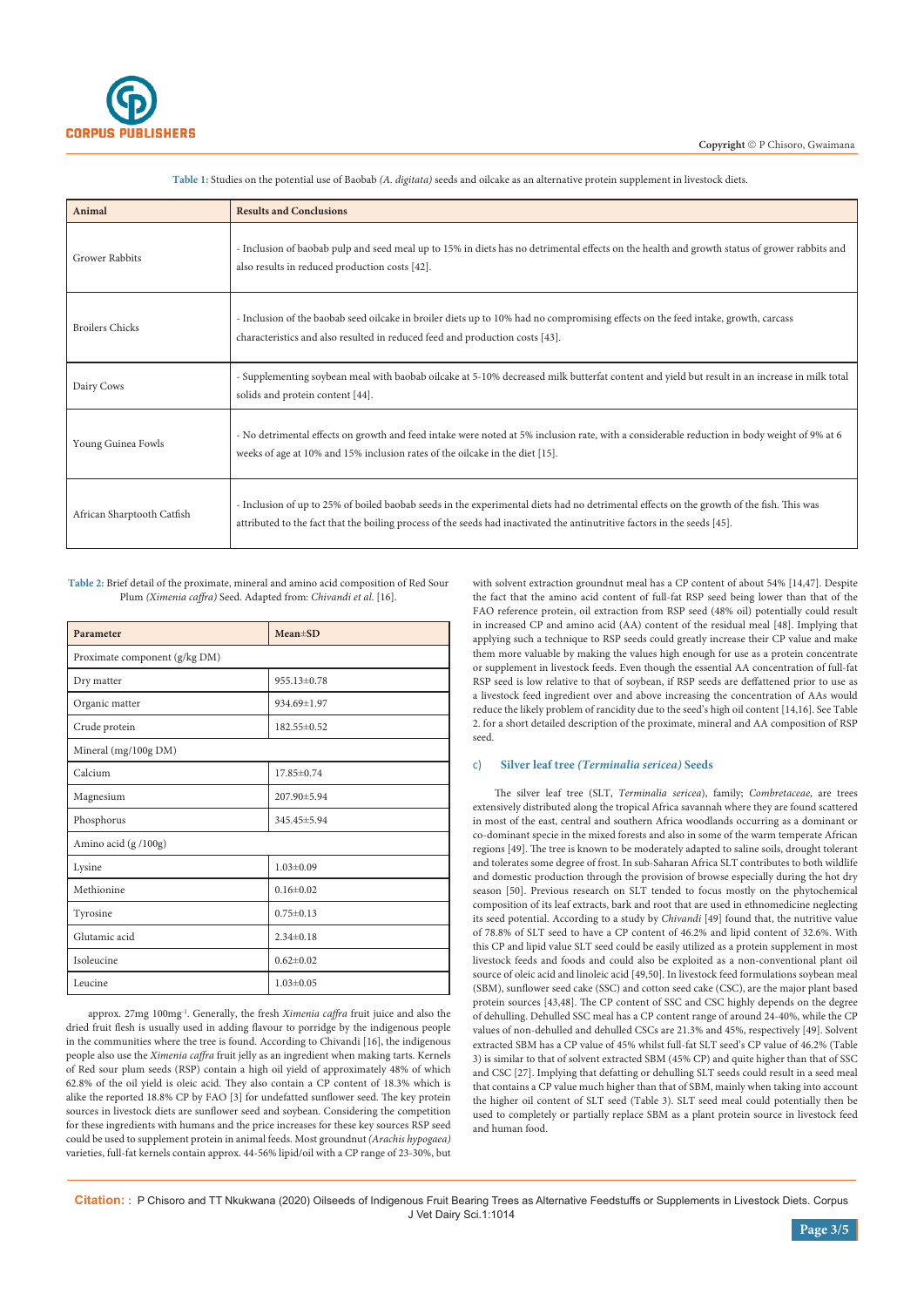**Table 1:** Studies on the potential use of Baobab *(A. digitata)* seeds and oilcake as an alternative protein supplement in livestock diets.

| Animal | Results and Conclusions |
|---|---|
| Grower Rabbits | - Inclusion of baobab pulp and seed meal up to 15% in diets has no detrimental effects on the health and growth status of grower rabbits and also results in reduced production costs [42]. |
| Broilers Chicks | - Inclusion of the baobab seed oilcake in broiler diets up to 10% had no compromising effects on the feed intake, growth, carcass characteristics and also resulted in reduced feed and production costs [43]. |
| Dairy Cows | - Supplementing soybean meal with baobab oilcake at 5-10% decreased milk butterfat content and yield but result in an increase in milk total solids and protein content [44]. |
| Young Guinea Fowls | - No detrimental effects on growth and feed intake were noted at 5% inclusion rate, with a considerable reduction in body weight of 9% at 6 weeks of age at 10% and 15% inclusion rates of the oilcake in the diet [15]. |
| African Sharptooth Catfish | - Inclusion of up to 25% of boiled baobab seeds in the experimental diets had no detrimental effects on the growth of the fish. This was attributed to the fact that the boiling process of the seeds had inactivated the antinutritive factors in the seeds [45]. |

**Table 2:** Brief detail of the proximate, mineral and amino acid composition of Red Sour Plum *(Ximenia caffra)* Seed. Adapted from: *Chivandi et al.* [16].

| Parameter | Mean±SD |
|---|---|
| Proximate component (g/kg DM) | |
| Dry matter | 955.13±0.78 |
| Organic matter | 934.69±1.97 |
| Crude protein | 182.55±0.52 |
| Mineral (mg/100g DM) | |
| Calcium | 17.85±0.74 |
| Magnesium | 207.90±5.94 |
| Phosphorus | 345.45±5.94 |
| Amino acid (g /100g) | |
| Lysine | 1.03±0.09 |
| Methionine | 0.16±0.02 |
| Tyrosine | 0.75±0.13 |
| Glutamic acid | 2.34±0.18 |
| Isoleucine | 0.62±0.02 |
| Leucine | 1.03±0.05 |

approx. 27mg 100mg$^{-1}$. Generally, the fresh *Ximenia caffra* fruit juice and also the dried fruit flesh is usually used in adding flavour to porridge by the indigenous people in the communities where the tree is found. According to Chivandi [16], the indigenous people also use the *Ximenia caffra* fruit jelly as an ingredient when making tarts. Kernels of Red sour plum seeds (RSP) contain a high oil yield of approximately 48% of which 62.8% of the oil yield is oleic acid. They also contain a CP content of 18.3% which is alike the reported 18.8% CP by FAO [3] for undefatted sunflower seed. The key protein sources in livestock diets are sunflower seed and soybean. Considering the competition for these ingredients with humans and the price increases for these key sources RSP seed could be used to supplement protein in animal feeds. Most groundnut *(Arachis hypogaea)* varieties, full-fat kernels contain approx. 44-56% lipid/oil with a CP range of 23-30%, but with solvent extraction groundnut meal has a CP content of about 54% [14,47]. Despite the fact that the amino acid content of full-fat RSP seed being lower than that of the FAO reference protein, oil extraction from RSP seed (48% oil) potentially could result in increased CP and amino acid (AA) content of the residual meal [48]. Implying that applying such a technique to RSP seeds could greatly increase their CP value and make them more valuable by making the values high enough for use as a protein concentrate or supplement in livestock feeds. Even though the essential AA concentration of full-fat RSP seed is low relative to that of soybean, if RSP seeds are deffattened prior to use as a livestock feed ingredient over and above increasing the concentration of AAs would reduce the likely problem of rancidity due to the seed's high oil content [14,16]. See Table 2. for a short detailed description of the proximate, mineral and AA composition of RSP seed.

### c) Silver leaf tree *(Terminalia sericea)* Seeds

The silver leaf tree (SLT, *Terminalia sericea*), family; *Combretaceae*, are trees extensively distributed along the tropical Africa savannah where they are found scattered in most of the east, central and southern Africa woodlands occurring as a dominant or co-dominant specie in the mixed forests and also in some of the warm temperate African regions [49]. The tree is known to be moderately adapted to saline soils, drought tolerant and tolerates some degree of frost. In sub-Saharan Africa SLT contributes to both wildlife and domestic production through the provision of browse especially during the hot dry season [50]. Previous research on SLT tended to focus mostly on the phytochemical composition of its leaf extracts, bark and root that are used in ethnomedicine neglecting its seed potential. According to a study by *Chivandi* [49] found that, the nutritive value of 78.8% of SLT seed to have a CP content of 46.2% and lipid content of 32.6%. With this CP and lipid value SLT seed could be easily utilized as a protein supplement in most livestock feeds and foods and could also be exploited as a non-conventional plant oil source of oleic acid and linoleic acid [49,50]. In livestock feed formulations soybean meal (SBM), sunflower seed cake (SSC) and cotton seed cake (CSC), are the major plant based protein sources [43,48]. The CP content of SSC and CSC highly depends on the degree of dehulling. Dehulled SSC meal has a CP content range of around 24-40%, while the CP values of non-dehulled and dehulled CSCs are 21.3% and 45%, respectively [49]. Solvent extracted SBM has a CP value of 45% whilst full-fat SLT seed's CP value of 46.2% (Table 3) is similar to that of solvent extracted SBM (45% CP) and quite higher than that of SSC and CSC [27]. Implying that defatting or dehulling SLT seeds could result in a seed meal that contains a CP value much higher than that of SBM, mainly when taking into account the higher oil content of SLT seed (Table 3). SLT seed meal could potentially then be used to completely or partially replace SBM as a plant protein source in livestock feed and human food.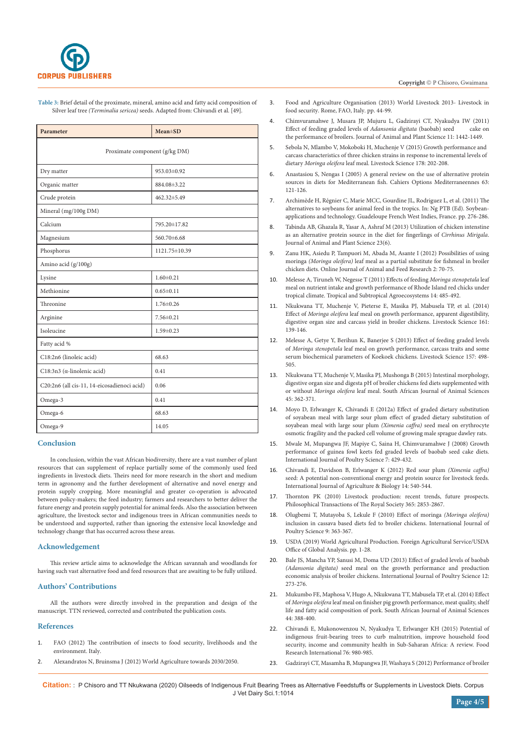**Table 3:** Brief detail of the proximate, mineral, amino acid and fatty acid composition of Silver leaf tree *(Terminalia sericea)* seeds. Adapted from: Chivandi et al. [49].

| Parameter | Mean±SD |
|---|---|
| Proximate component (g/kg DM) | |
| Dry matter | 953.03±0.92 |
| Organic matter | 884.08±3.22 |
| Crude protein | 462.32±5.49 |
| Mineral (mg/100g DM) | |
| Calcium | 795.20±17.82 |
| Magnesium | 560.70±6.68 |
| Phosphorus | 1121.75±10.39 |
| Amino acid (g/100g) | |
| Lysine | 1.60±0.21 |
| Methionine | 0.65±0.11 |
| Threonine | 1.76±0.26 |
| Arginine | 7.56±0.21 |
| Isoleucine | 1.59±0.23 |
| Fatty acid % | |
| C18:2n6 (linoleic acid) | 68.63 |
| C18:3n3 (α-linolenic acid) | 0.41 |
| C20:2n6 (all cis-11, 14-eicosadienoci acid) | 0.06 |
| Omega-3 | 0.41 |
| Omega-6 | 68.63 |
| Omega-9 | 14.05 |

## Conclusion

In conclusion, within the vast African biodiversity, there are a vast number of plant resources that can supplement of replace partially some of the commonly used feed ingredients in livestock diets. Theirs need for more research in the short and medium term in agronomy and the further development of alternative and novel energy and protein supply cropping. More meaningful and greater co-operation is advocated between policy-makers; the feed industry; farmers and researchers to better deliver the future energy and protein supply potential for animal feeds. Also the association between agriculture, the livestock sector and indigenous trees in African communities needs to be understood and supported, rather than ignoring the extensive local knowledge and technology change that has occurred across these areas.

## Acknowledgement

This review article aims to acknowledge the African savannah and woodlands for having such vast alternative food and feed resources that are awaiting to be fully utilized.

## Authors' Contributions

All the authors were directly involved in the preparation and design of the manuscript. TTN reviewed, corrected and contributed the publication costs.

## References

1. FAO (2012) The contribution of insects to food security, livelihoods and the environment. Italy.
2. Alexandratos N, Bruinsma J (2012) World Agriculture towards 2030/2050.
3. Food and Agriculture Organisation (2013) World Livestock 2013- Livestock in food security. Rome, FAO, Italy. pp. 44-99.
4. Chimvuramahwe J, Musara JP, Mujuru L, Gadzirayi CT, Nyakudya IW (2011) Effect of feeding graded levels of *Adansonia digitata* (baobab) seed cake on the performance of broilers. Journal of Animal and Plant Science 11: 1442-1449.
5. Sebola N, Mlambo V, Mokoboki H, Muchenje V (2015) Growth performance and carcass characteristics of three chicken strains in response to incremental levels of dietary *Moringa oleifera* leaf meal. Livestock Science 178: 202-208.
6. Anastasiou S, Nengas I (2005) A general review on the use of alternative protein sources in diets for Mediterranean fish. Cahiers Options Mediterraneennes 63: 121-126.
7. Archimède H, Régnier C, Marie MCC, Gourdine JL, Rodriguez L, et al. (2011) The alternatives to soybeans for animal feed in the tropics. In: Ng PTB (Ed). Soybean-applications and technology. Guadeloupe French West Indies, France. pp. 276-286.
8. Tabinda AB, Ghazala R, Yasar A, Ashraf M (2013) Utilization of chicken intenstine as an alternative protein source in the diet for fingerlings of *Cirrhinus Mirigala*. Journal of Animal and Plant Science 23(6).
9. Zanu HK, Asiedu P, Tampuori M, Abada M, Asante I (2012) Possibilities of using moringa *(Moringa oleifera)* leaf meal as a partial substitute for fishmeal in broiler chicken diets. Online Journal of Animal and Feed Research 2: 70-75.
10. Melesse A, Tiruneh W, Negesse T (2011) Effects of feeding *Moringa stenopetala* leaf meal on nutrient intake and growth performance of Rhode Island red chicks under tropical climate. Tropical and Subtropical Agroecosystems 14: 485-492.
11. Nkukwana TT, Muchenje V, Pieterse E, Masika PJ, Mabusela TP, et al. (2014) Effect of *Moringa oleifera* leaf meal on growth performance, apparent digestibility, digestive organ size and carcass yield in broiler chickens. Livestock Science 161: 139-146.
12. Melesse A, Getye Y, Berihun K, Banerjee S (2013) Effect of feeding graded levels of *Moringa stenopetala* leaf meal on growth performance, carcass traits and some serum biochemical parameters of Koekoek chickens. Livestock Science 157: 498-505.
13. Nkukwana TT, Muchenje V, Masika PJ, Mushonga B (2015) Intestinal morphology, digestive organ size and digesta pH of broiler chickens fed diets supplemented with or without *Moringa oleifera* leaf meal. South African Journal of Animal Sciences 45: 362-371.
14. Moyo D, Erlwanger K, Chivandi E (2012a) Effect of graded dietary substitution of soyabean meal with large sour plum effect of graded dietary substitution of soyabean meal with large sour plum *(Ximenia caffra)* seed meal on erythrocyte osmotic fragility and the packed cell volume of growing male sprague dawley rats.
15. Mwale M, Mupangwa JF, Mapiye C, Saina H, Chimvuramahwe J (2008) Growth performance of guinea fowl keets fed graded levels of baobab seed cake diets. International Journal of Poultry Science 7: 429-432.
16. Chivandi E, Davidson B, Erlwanger K (2012) Red sour plum *(Ximenia caffra)* seed: A potential non-conventional energy and protein source for livestock feeds. International Journal of Agriculture & Biology 14: 540-544.
17. Thornton PK (2010) Livestock production: recent trends, future prospects. Philosophical Transactions of The Royal Society 365: 2853-2867.
18. Olugbemi T, Mutayoba S, Lekule F (2010) Effect of moringa *(Moringa oleifera)* inclusion in cassava based diets fed to broiler chickens. International Journal of Poultry Science 9: 363-367.
19. USDA (2019) World Agricultural Production. Foreign Agricultural Service/USDA Office of Global Analysis. pp. 1-28.
20. Bale JS, Mancha YP, Sanusi M, Doma UD (2013) Effect of graded levels of baobab *(Adansonia digitata)* seed meal on the growth performance and production economic analysis of broiler chickens. International Journal of Poultry Science 12: 273-276.
21. Mukumbo FE, Maphosa V, Hugo A, Nkukwana TT, Mabusela TP, et al. (2014) Effect of *Moringa oleifera* leaf meal on finisher pig growth performance, meat quality, shelf life and fatty acid composition of pork. South African Journal of Animal Sciences 44: 388-400.
22. Chivandi E, Mukonowenzou N, Nyakudya T, Erlwanger KH (2015) Potential of indigenous fruit-bearing trees to curb malnutrition, improve household food security, income and community health in Sub-Saharan Africa: A review. Food Research International 76: 980-985.
23. Gadzirayi CT, Masamha B, Mupangwa JF, Washaya S (2012) Performance of broiler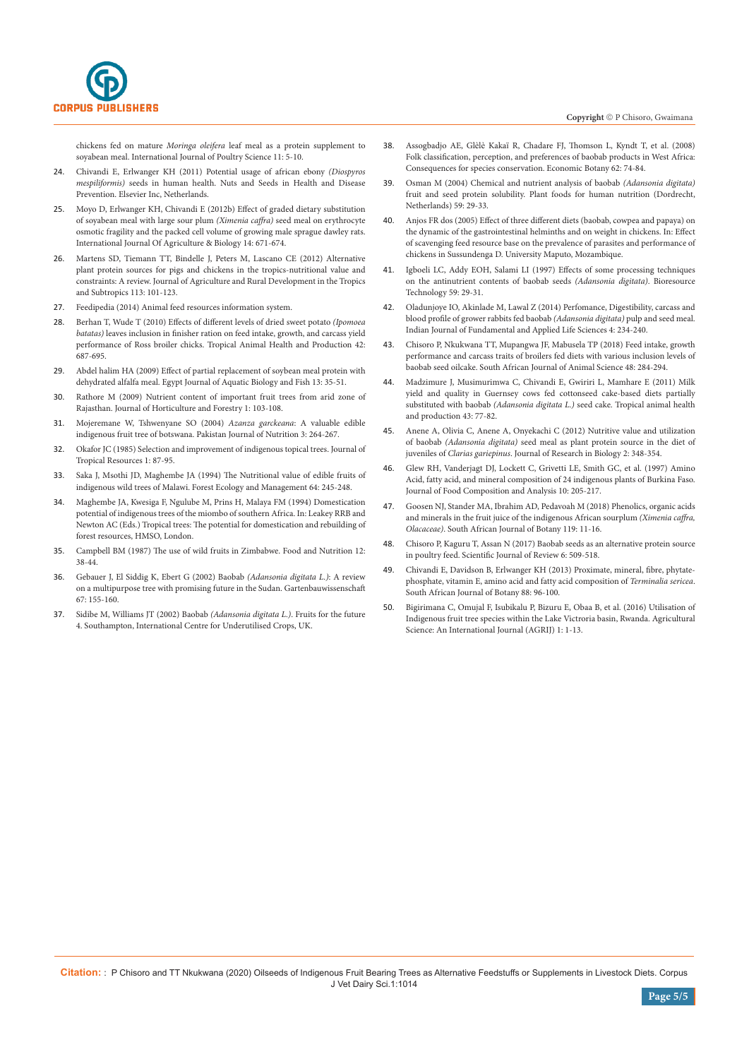chickens fed on mature *Moringa oleifera* leaf meal as a protein supplement to soyabean meal. International Journal of Poultry Science 11: 5-10.

24. Chivandi E, Erlwanger KH (2011) Potential usage of african ebony *(Diospyros mespiliformis)* seeds in human health. Nuts and Seeds in Health and Disease Prevention. Elsevier Inc, Netherlands.
25. Moyo D, Erlwanger KH, Chivandi E (2012b) Effect of graded dietary substitution of soyabean meal with large sour plum *(Ximenia caffra)* seed meal on erythrocyte osmotic fragility and the packed cell volume of growing male sprague dawley rats. International Journal Of Agriculture & Biology 14: 671-674.
26. Martens SD, Tiemann TT, Bindelle J, Peters M, Lascano CE (2012) Alternative plant protein sources for pigs and chickens in the tropics-nutritional value and constraints: A review. Journal of Agriculture and Rural Development in the Tropics and Subtropics 113: 101-123.
27. Feedipedia (2014) Animal feed resources information system.
28. Berhan T, Wude T (2010) Effects of different levels of dried sweet potato *(Ipomoea batatas)* leaves inclusion in finisher ration on feed intake, growth, and carcass yield performance of Ross broiler chicks. Tropical Animal Health and Production 42: 687-695.
29. Abdel halim HA (2009) Effect of partial replacement of soybean meal protein with dehydrated alfalfa meal. Egypt Journal of Aquatic Biology and Fish 13: 35-51.
30. Rathore M (2009) Nutrient content of important fruit trees from arid zone of Rajasthan. Journal of Horticulture and Forestry 1: 103-108.
31. Mojeremane W, Tshwenyane SO (2004) *Azanza garckeana*: A valuable edible indigenous fruit tree of botswana. Pakistan Journal of Nutrition 3: 264-267.
32. Okafor JC (1985) Selection and improvement of indigenous topical trees. Journal of Tropical Resources 1: 87-95.
33. Saka J, Msothi JD, Maghembe JA (1994) The Nutritional value of edible fruits of indigenous wild trees of Malawi. Forest Ecology and Management 64: 245-248.
34. Maghembe JA, Kwesiga F, Ngulube M, Prins H, Malaya FM (1994) Domestication potential of indigenous trees of the miombo of southern Africa. In: Leakey RRB and Newton AC (Eds.) Tropical trees: The potential for domestication and rebuilding of forest resources, HMSO, London.
35. Campbell BM (1987) The use of wild fruits in Zimbabwe. Food and Nutrition 12: 38-44.
36. Gebauer J, El Siddig K, Ebert G (2002) Baobab *(Adansonia digitata L.)*: A review on a multipurpose tree with promising future in the Sudan. Gartenbauwissenschaft 67: 155-160.
37. Sidibe M, Williams JT (2002) Baobab *(Adansonia digitata L.)*. Fruits for the future 4. Southampton, International Centre for Underutilised Crops, UK.
38. Assogbadjo AE, Glèlè Kakaï R, Chadare FJ, Thomson L, Kyndt T, et al. (2008) Folk classification, perception, and preferences of baobab products in West Africa: Consequences for species conservation. Economic Botany 62: 74-84.
39. Osman M (2004) Chemical and nutrient analysis of baobab *(Adansonia digitata)* fruit and seed protein solubility. Plant foods for human nutrition (Dordrecht, Netherlands) 59: 29-33.
40. Anjos FR dos (2005) Effect of three different diets (baobab, cowpea and papaya) on the dynamic of the gastrointestinal helminths and on weight in chickens. In: Effect of scavenging feed resource base on the prevalence of parasites and performance of chickens in Sussundenga D. University Maputo, Mozambique.
41. Igboeli LC, Addy EOH, Salami LI (1997) Effects of some processing techniques on the antinutrient contents of baobab seeds *(Adansonia digitata)*. Bioresource Technology 59: 29-31.
42. Oladunjoye IO, Akinlade M, Lawal Z (2014) Perfomance, Digestibility, carcass and blood profile of grower rabbits fed baobab *(Adansonia digitata)* pulp and seed meal. Indian Journal of Fundamental and Applied Life Sciences 4: 234-240.
43. Chisoro P, Nkukwana TT, Mupangwa JF, Mabusela TP (2018) Feed intake, growth performance and carcass traits of broilers fed diets with various inclusion levels of baobab seed oilcake. South African Journal of Animal Science 48: 284-294.
44. Madzimure J, Musimurimwa C, Chivandi E, Gwiriri L, Mamhare E (2011) Milk yield and quality in Guernsey cows fed cottonseed cake-based diets partially substituted with baobab *(Adansonia digitata L.)* seed cake. Tropical animal health and production 43: 77-82.
45. Anene A, Olivia C, Anene A, Onyekachi C (2012) Nutritive value and utilization of baobab *(Adansonia digitata)* seed meal as plant protein source in the diet of juveniles of *Clarias gariepinus*. Journal of Research in Biology 2: 348-354.
46. Glew RH, Vanderjagt DJ, Lockett C, Grivetti LE, Smith GC, et al. (1997) Amino Acid, fatty acid, and mineral composition of 24 indigenous plants of Burkina Faso. Journal of Food Composition and Analysis 10: 205-217.
47. Goosen NJ, Stander MA, Ibrahim AD, Pedavoah M (2018) Phenolics, organic acids and minerals in the fruit juice of the indigenous African sourplum *(Ximenia caffra, Olacaceae)*. South African Journal of Botany 119: 11-16.
48. Chisoro P, Kaguru T, Assan N (2017) Baobab seeds as an alternative protein source in poultry feed. Scientific Journal of Review 6: 509-518.
49. Chivandi E, Davidson B, Erlwanger KH (2013) Proximate, mineral, fibre, phytate-phosphate, vitamin E, amino acid and fatty acid composition of *Terminalia sericea*. South African Journal of Botany 88: 96-100.
50. Bigirimana C, Omujal F, Isubikalu P, Bizuru E, Obaa B, et al. (2016) Utilisation of Indigenous fruit tree species within the Lake Victroria basin, Rwanda. Agricultural Science: An International Journal (AGRIJ) 1: 1-13.

**Citation:** : P Chisoro and TT Nkukwana (2020) Oilseeds of Indigenous Fruit Bearing Trees as Alternative Feedstuffs or Supplements in Livestock Diets. Corpus J Vet Dairy Sci.1:1014